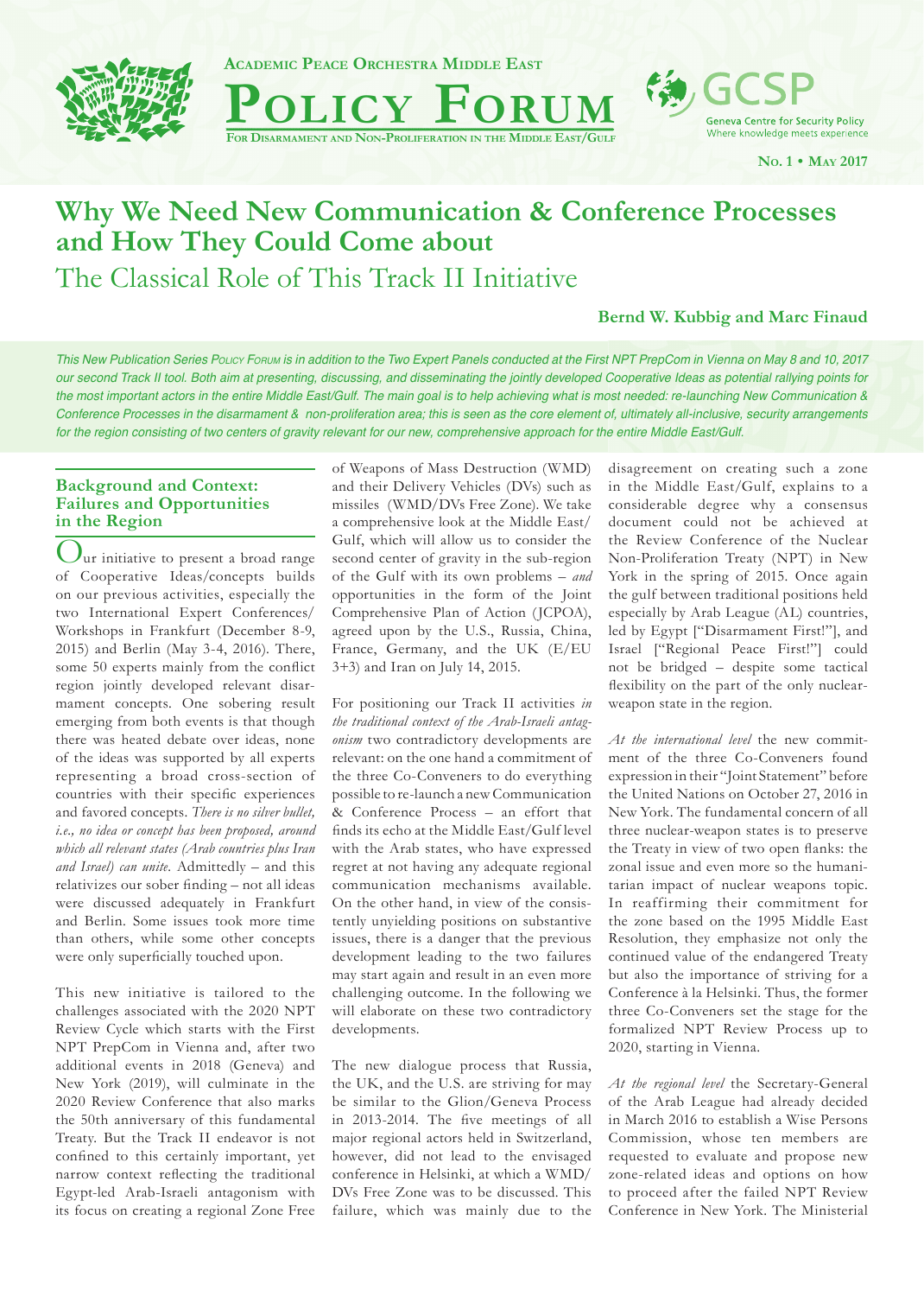Academic Peace Orchestra Middle East

# Policy Forum

For Disarmament and Non-Proliferation in the Middle East/Gulf

GCSP
Geneva Centre for Security Policy
Where knowledge meets experience

No. 1 • May 2017

# Why We Need New Communication & Conference Processes and How They Could Come about

## The Classical Role of This Track II Initiative

**Bernd W. Kubbig and Marc Finaud**

*This New Publication Series Policy Forum is in addition to the Two Expert Panels conducted at the First NPT PrepCom in Vienna on May 8 and 10, 2017 our second Track II tool. Both aim at presenting, discussing, and disseminating the jointly developed Cooperative Ideas as potential rallying points for the most important actors in the entire Middle East/Gulf. The main goal is to help achieving what is most needed: re-launching New Communication & Conference Processes in the disarmament & non-proliferation area; this is seen as the core element of, ultimately all-inclusive, security arrangements for the region consisting of two centers of gravity relevant for our new, comprehensive approach for the entire Middle East/Gulf.*

## Background and Context: Failures and Opportunities in the Region

Our initiative to present a broad range of Cooperative Ideas/concepts builds on our previous activities, especially the two International Expert Conferences/ Workshops in Frankfurt (December 8-9, 2015) and Berlin (May 3-4, 2016). There, some 50 experts mainly from the conflict region jointly developed relevant disarmament concepts. One sobering result emerging from both events is that though there was heated debate over ideas, none of the ideas was supported by all experts representing a broad cross-section of countries with their specific experiences and favored concepts. *There is no silver bullet, i.e., no idea or concept has been proposed, around which all relevant states (Arab countries plus Iran and Israel) can unite.* Admittedly – and this relativizes our sober finding – not all ideas were discussed adequately in Frankfurt and Berlin. Some issues took more time than others, while some other concepts were only superficially touched upon.

This new initiative is tailored to the challenges associated with the 2020 NPT Review Cycle which starts with the First NPT PrepCom in Vienna and, after two additional events in 2018 (Geneva) and New York (2019), will culminate in the 2020 Review Conference that also marks the 50th anniversary of this fundamental Treaty. But the Track II endeavor is not confined to this certainly important, yet narrow context reflecting the traditional Egypt-led Arab-Israeli antagonism with its focus on creating a regional Zone Free of Weapons of Mass Destruction (WMD) and their Delivery Vehicles (DVs) such as missiles (WMD/DVs Free Zone). We take a comprehensive look at the Middle East/ Gulf, which will allow us to consider the second center of gravity in the sub-region of the Gulf with its own problems – *and* opportunities in the form of the Joint Comprehensive Plan of Action (JCPOA), agreed upon by the U.S., Russia, China, France, Germany, and the UK (E/EU 3+3) and Iran on July 14, 2015.

For positioning our Track II activities *in the traditional context of the Arab-Israeli antagonism* two contradictory developments are relevant: on the one hand a commitment of the three Co-Conveners to do everything possible to re-launch a new Communication & Conference Process – an effort that finds its echo at the Middle East/Gulf level with the Arab states, who have expressed regret at not having any adequate regional communication mechanisms available. On the other hand, in view of the consistently unyielding positions on substantive issues, there is a danger that the previous development leading to the two failures may start again and result in an even more challenging outcome. In the following we will elaborate on these two contradictory developments.

The new dialogue process that Russia, the UK, and the U.S. are striving for may be similar to the Glion/Geneva Process in 2013-2014. The five meetings of all major regional actors held in Switzerland, however, did not lead to the envisaged conference in Helsinki, at which a WMD/ DVs Free Zone was to be discussed. This failure, which was mainly due to the disagreement on creating such a zone in the Middle East/Gulf, explains to a considerable degree why a consensus document could not be achieved at the Review Conference of the Nuclear Non-Proliferation Treaty (NPT) in New York in the spring of 2015. Once again the gulf between traditional positions held especially by Arab League (AL) countries, led by Egypt ["Disarmament First!"], and Israel ["Regional Peace First!"] could not be bridged – despite some tactical flexibility on the part of the only nuclear-weapon state in the region.

*At the international level* the new commitment of the three Co-Conveners found expression in their "Joint Statement" before the United Nations on October 27, 2016 in New York. The fundamental concern of all three nuclear-weapon states is to preserve the Treaty in view of two open flanks: the zonal issue and even more so the humanitarian impact of nuclear weapons topic. In reaffirming their commitment for the zone based on the 1995 Middle East Resolution, they emphasize not only the continued value of the endangered Treaty but also the importance of striving for a Conference à la Helsinki. Thus, the former three Co-Conveners set the stage for the formalized NPT Review Process up to 2020, starting in Vienna.

*At the regional level* the Secretary-General of the Arab League had already decided in March 2016 to establish a Wise Persons Commission, whose ten members are requested to evaluate and propose new zone-related ideas and options on how to proceed after the failed NPT Review Conference in New York. The Ministerial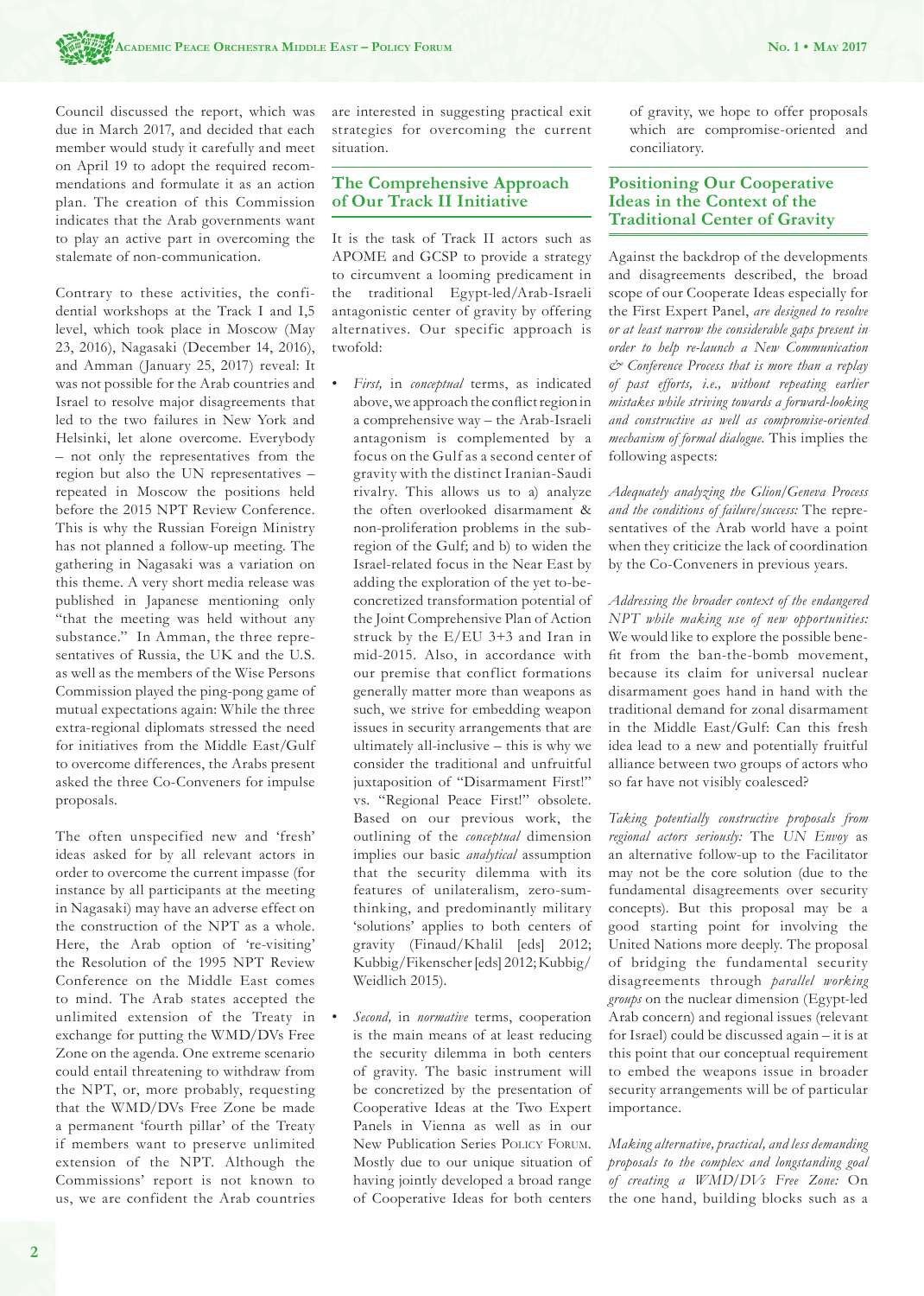Council discussed the report, which was due in March 2017, and decided that each member would study it carefully and meet on April 19 to adopt the required recommendations and formulate it as an action plan. The creation of this Commission indicates that the Arab governments want to play an active part in overcoming the stalemate of non-communication.

Contrary to these activities, the confidential workshops at the Track I and I,5 level, which took place in Moscow (May 23, 2016), Nagasaki (December 14, 2016), and Amman (January 25, 2017) reveal: It was not possible for the Arab countries and Israel to resolve major disagreements that led to the two failures in New York and Helsinki, let alone overcome. Everybody – not only the representatives from the region but also the UN representatives – repeated in Moscow the positions held before the 2015 NPT Review Conference. This is why the Russian Foreign Ministry has not planned a follow-up meeting. The gathering in Nagasaki was a variation on this theme. A very short media release was published in Japanese mentioning only "that the meeting was held without any substance." In Amman, the three representatives of Russia, the UK and the U.S. as well as the members of the Wise Persons Commission played the ping-pong game of mutual expectations again: While the three extra-regional diplomats stressed the need for initiatives from the Middle East/Gulf to overcome differences, the Arabs present asked the three Co-Conveners for impulse proposals.

The often unspecified new and 'fresh' ideas asked for by all relevant actors in order to overcome the current impasse (for instance by all participants at the meeting in Nagasaki) may have an adverse effect on the construction of the NPT as a whole. Here, the Arab option of 're-visiting' the Resolution of the 1995 NPT Review Conference on the Middle East comes to mind. The Arab states accepted the unlimited extension of the Treaty in exchange for putting the WMD/DVs Free Zone on the agenda. One extreme scenario could entail threatening to withdraw from the NPT, or, more probably, requesting that the WMD/DVs Free Zone be made a permanent 'fourth pillar' of the Treaty if members want to preserve unlimited extension of the NPT. Although the Commissions' report is not known to us, we are confident the Arab countries are interested in suggesting practical exit strategies for overcoming the current situation.

## The Comprehensive Approach of Our Track II Initiative

It is the task of Track II actors such as APOME and GCSP to provide a strategy to circumvent a looming predicament in the traditional Egypt-led/Arab-Israeli antagonistic center of gravity by offering alternatives. Our specific approach is twofold:

- *First,* in *conceptual* terms, as indicated above, we approach the conflict region in a comprehensive way – the Arab-Israeli antagonism is complemented by a focus on the Gulf as a second center of gravity with the distinct Iranian-Saudi rivalry. This allows us to a) analyze the often overlooked disarmament & non-proliferation problems in the subregion of the Gulf; and b) to widen the Israel-related focus in the Near East by adding the exploration of the yet to-be-concretized transformation potential of the Joint Comprehensive Plan of Action struck by the E/EU 3+3 and Iran in mid-2015. Also, in accordance with our premise that conflict formations generally matter more than weapons as such, we strive for embedding weapon issues in security arrangements that are ultimately all-inclusive – this is why we consider the traditional and unfruitful juxtaposition of "Disarmament First!" vs. "Regional Peace First!" obsolete. Based on our previous work, the outlining of the *conceptual* dimension implies our basic *analytical* assumption that the security dilemma with its features of unilateralism, zero-sum-thinking, and predominantly military 'solutions' applies to both centers of gravity (Finaud/Khalil [eds] 2012; Kubbig/Fikenscher [eds] 2012; Kubbig/Weidlich 2015).
- *Second,* in *normative* terms, cooperation is the main means of at least reducing the security dilemma in both centers of gravity. The basic instrument will be concretized by the presentation of Cooperative Ideas at the Two Expert Panels in Vienna as well as in our New Publication Series Policy Forum. Mostly due to our unique situation of having jointly developed a broad range of Cooperative Ideas for both centers of gravity, we hope to offer proposals which are compromise-oriented and conciliatory.

## Positioning Our Cooperative Ideas in the Context of the Traditional Center of Gravity

Against the backdrop of the developments and disagreements described, the broad scope of our Cooperate Ideas especially for the First Expert Panel, *are designed to resolve or at least narrow the considerable gaps present in order to help re-launch a New Communication & Conference Process that is more than a replay of past efforts, i.e., without repeating earlier mistakes while striving towards a forward-looking and constructive as well as compromise-oriented mechanism of formal dialogue.* This implies the following aspects:

*Adequately analyzing the Glion/Geneva Process and the conditions of failure/success:* The representatives of the Arab world have a point when they criticize the lack of coordination by the Co-Conveners in previous years.

*Addressing the broader context of the endangered NPT while making use of new opportunities:* We would like to explore the possible benefit from the ban-the-bomb movement, because its claim for universal nuclear disarmament goes hand in hand with the traditional demand for zonal disarmament in the Middle East/Gulf: Can this fresh idea lead to a new and potentially fruitful alliance between two groups of actors who so far have not visibly coalesced?

*Taking potentially constructive proposals from regional actors seriously:* The *UN Envoy* as an alternative follow-up to the Facilitator may not be the core solution (due to the fundamental disagreements over security concepts). But this proposal may be a good starting point for involving the United Nations more deeply. The proposal of bridging the fundamental security disagreements through *parallel working groups* on the nuclear dimension (Egypt-led Arab concern) and regional issues (relevant for Israel) could be discussed again – it is at this point that our conceptual requirement to embed the weapons issue in broader security arrangements will be of particular importance.

*Making alternative, practical, and less demanding proposals to the complex and longstanding goal of creating a WMD/DVs Free Zone:* On the one hand, building blocks such as a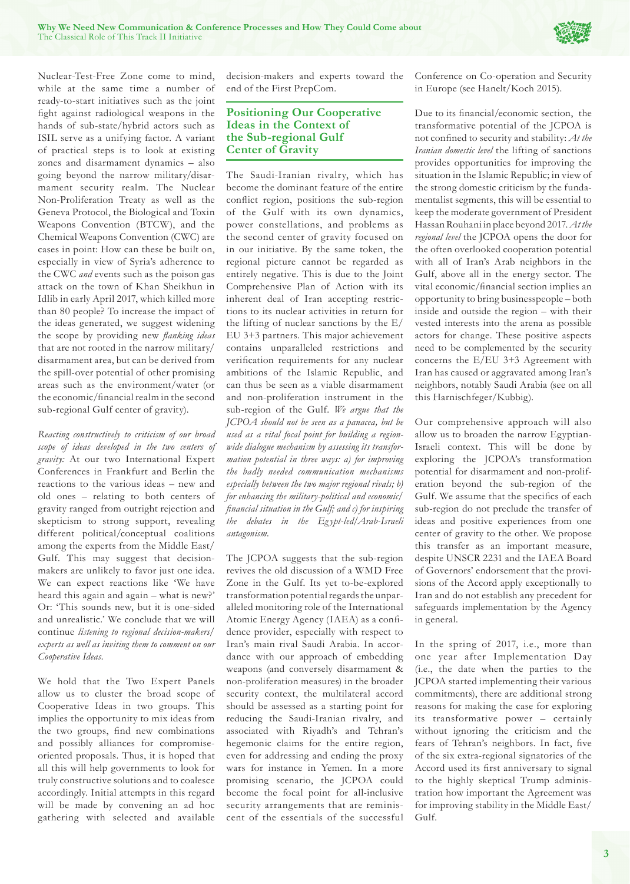Nuclear-Test-Free Zone come to mind, while at the same time a number of ready-to-start initiatives such as the joint fight against radiological weapons in the hands of sub-state/hybrid actors such as ISIL serve as a unifying factor. A variant of practical steps is to look at existing zones and disarmament dynamics – also going beyond the narrow military/disarmament security realm. The Nuclear Non-Proliferation Treaty as well as the Geneva Protocol, the Biological and Toxin Weapons Convention (BTWC), and the Chemical Weapons Convention (CWC) are cases in point: How can these be built on, especially in view of Syria's adherence to the CWC *and* events such as the poison gas attack on the town of Khan Sheikhun in Idlib in early April 2017, which killed more than 80 people? To increase the impact of the ideas generated, we suggest widening the scope by providing new *flanking ideas* that are not rooted in the narrow military/disarmament area, but can be derived from the spill-over potential of other promising areas such as the environment/water (or the economic/financial realm in the second sub-regional Gulf center of gravity).

*Reacting constructively to criticism of our broad scope of ideas developed in the two centers of gravity:* At our two International Expert Conferences in Frankfurt and Berlin the reactions to the various ideas – new and old ones – relating to both centers of gravity ranged from outright rejection and skepticism to strong support, revealing different political/conceptual coalitions among the experts from the Middle East/Gulf. This may suggest that decision-makers are unlikely to favor just one idea. We can expect reactions like 'We have heard this again and again – what is new?' Or: 'This sounds new, but it is one-sided and unrealistic.' We conclude that we will continue *listening to regional decision-makers/experts as well as inviting them to comment on our Cooperative Ideas.*

We hold that the Two Expert Panels allow us to cluster the broad scope of Cooperative Ideas in two groups. This implies the opportunity to mix ideas from the two groups, find new combinations and possibly alliances for compromise-oriented proposals. Thus, it is hoped that all this will help governments to look for truly constructive solutions and to coalesce accordingly. Initial attempts in this regard will be made by convening an ad hoc gathering with selected and available decision-makers and experts toward the end of the First PrepCom.

## Positioning Our Cooperative Ideas in the Context of the Sub-regional Gulf Center of Gravity

The Saudi-Iranian rivalry, which has become the dominant feature of the entire conflict region, positions the sub-region of the Gulf with its own dynamics, power constellations, and problems as the second center of gravity focused on in our initiative. By the same token, the regional picture cannot be regarded as entirely negative. This is due to the Joint Comprehensive Plan of Action with its inherent deal of Iran accepting restrictions to its nuclear activities in return for the lifting of nuclear sanctions by the E/EU 3+3 partners. This major achievement contains unparalleled restrictions and verification requirements for any nuclear ambitions of the Islamic Republic, and can thus be seen as a viable disarmament and non-proliferation instrument in the sub-region of the Gulf. *We argue that the JCPOA should not be seen as a panacea, but be used as a vital focal point for building a region-wide dialogue mechanism by assessing its transformation potential in three ways: a) for improving the badly needed communication mechanisms especially between the two major regional rivals; b) for enhancing the military-political and economic/financial situation in the Gulf; and c) for inspiring the debates in the Egypt-led/Arab-Israeli antagonism.*

The JCPOA suggests that the sub-region revives the old discussion of a WMD Free Zone in the Gulf. Its yet to-be-explored transformation potential regards the unparalleled monitoring role of the International Atomic Energy Agency (IAEA) as a confidence provider, especially with respect to Iran's main rival Saudi Arabia. In accordance with our approach of embedding weapons (and conversely disarmament & non-proliferation measures) in the broader security context, the multilateral accord should be assessed as a starting point for reducing the Saudi-Iranian rivalry, and associated with Riyadh's and Tehran's hegemonic claims for the entire region, even for addressing and ending the proxy wars for instance in Yemen. In a more promising scenario, the JCPOA could become the focal point for all-inclusive security arrangements that are reminiscent of the essentials of the successful Conference on Co-operation and Security in Europe (see Hanelt/Koch 2015).

Due to its financial/economic section, the transformative potential of the JCPOA is not confined to security and stability: *At the Iranian domestic level* the lifting of sanctions provides opportunities for improving the situation in the Islamic Republic; in view of the strong domestic criticism by the fundamentalist segments, this will be essential to keep the moderate government of President Hassan Rouhani in place beyond 2017. *At the regional level* the JCPOA opens the door for the often overlooked cooperation potential with all of Iran's Arab neighbors in the Gulf, above all in the energy sector. The vital economic/financial section implies an opportunity to bring businesspeople – both inside and outside the region – with their vested interests into the arena as possible actors for change. These positive aspects need to be complemented by the security concerns the E/EU 3+3 Agreement with Iran has caused or aggravated among Iran's neighbors, notably Saudi Arabia (see on all this Harnischfeger/Kubbig).

Our comprehensive approach will also allow us to broaden the narrow Egyptian-Israeli context. This will be done by exploring the JCPOA's transformation potential for disarmament and non-proliferation beyond the sub-region of the Gulf. We assume that the specifics of each sub-region do not preclude the transfer of ideas and positive experiences from one center of gravity to the other. We propose this transfer as an important measure, despite UNSCR 2231 and the IAEA Board of Governors' endorsement that the provisions of the Accord apply exceptionally to Iran and do not establish any precedent for safeguards implementation by the Agency in general.

In the spring of 2017, i.e., more than one year after Implementation Day (i.e., the date when the parties to the JCPOA started implementing their various commitments), there are additional strong reasons for making the case for exploring its transformative power – certainly without ignoring the criticism and the fears of Tehran's neighbors. In fact, five of the six extra-regional signatories of the Accord used its first anniversary to signal to the highly skeptical Trump administration how important the Agreement was for improving stability in the Middle East/Gulf.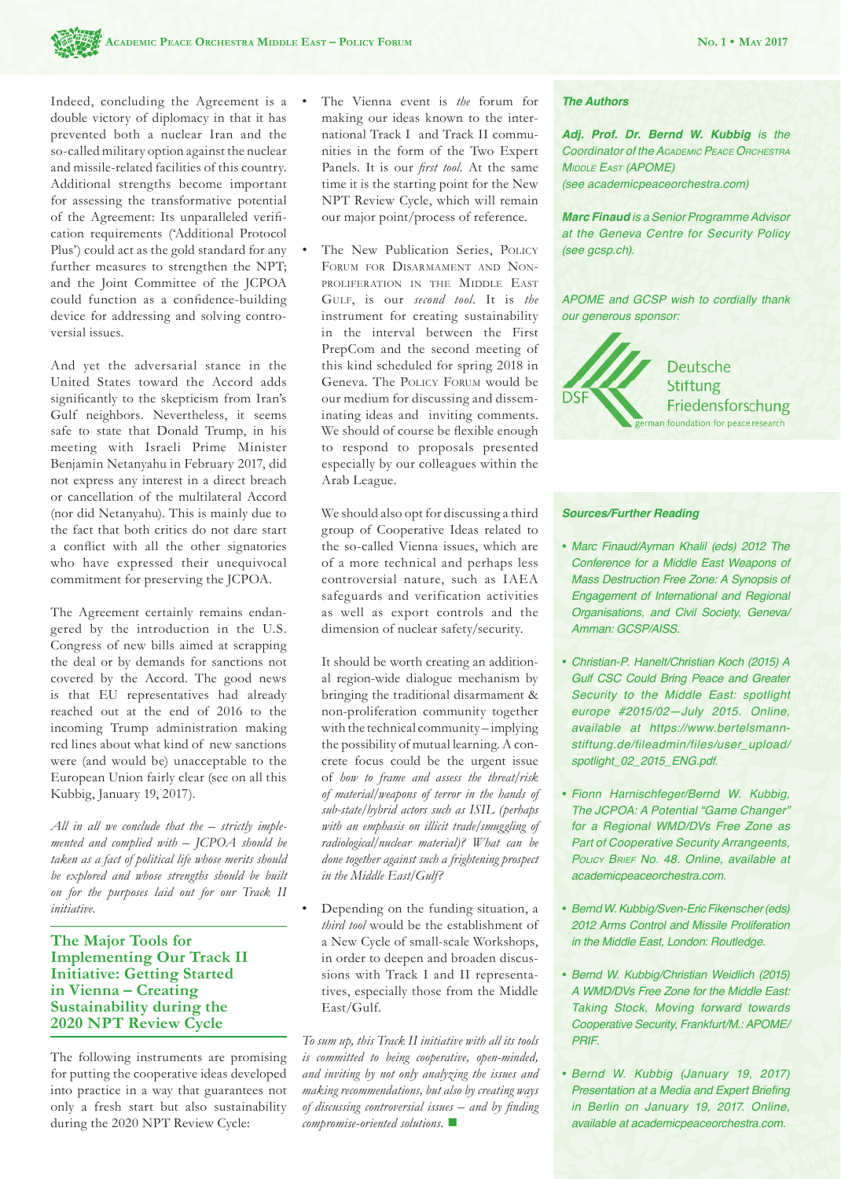Indeed, concluding the Agreement is a double victory of diplomacy in that it has prevented both a nuclear Iran and the so-called military option against the nuclear and missile-related facilities of this country. Additional strengths become important for assessing the transformative potential of the Agreement: Its unparalleled verification requirements ('Additional Protocol Plus') could act as the gold standard for any further measures to strengthen the NPT; and the Joint Committee of the JCPOA could function as a confidence-building device for addressing and solving controversial issues.

And yet the adversarial stance in the United States toward the Accord adds significantly to the skepticism from Iran's Gulf neighbors. Nevertheless, it seems safe to state that Donald Trump, in his meeting with Israeli Prime Minister Benjamin Netanyahu in February 2017, did not express any interest in a direct breach or cancellation of the multilateral Accord (nor did Netanyahu). This is mainly due to the fact that both critics do not dare start a conflict with all the other signatories who have expressed their unequivocal commitment for preserving the JCPOA.

The Agreement certainly remains endangered by the introduction in the U.S. Congress of new bills aimed at scrapping the deal or by demands for sanctions not covered by the Accord. The good news is that EU representatives had already reached out at the end of 2016 to the incoming Trump administration making red lines about what kind of new sanctions were (and would be) unacceptable to the European Union fairly clear (see on all this Kubbig, January 19, 2017).

*All in all we conclude that the – strictly implemented and complied with – JCPOA should be taken as a fact of political life whose merits should be explored and whose strengths should be built on for the purposes laid out for our Track II initiative.*

## The Major Tools for Implementing Our Track II Initiative: Getting Started in Vienna – Creating Sustainability during the 2020 NPT Review Cycle

The following instruments are promising for putting the cooperative ideas developed into practice in a way that guarantees not only a fresh start but also sustainability during the 2020 NPT Review Cycle:

- The Vienna event is *the* forum for making our ideas known to the international Track I and Track II communities in the form of the Two Expert Panels. It is our *first tool*. At the same time it is the starting point for the New NPT Review Cycle, which will remain our major point/process of reference.

- The New Publication Series, Policy Forum for Disarmament and Non-proliferation in the Middle East Gulf, is our *second tool*. It is *the* instrument for creating sustainability in the interval between the First PrepCom and the second meeting of this kind scheduled for spring 2018 in Geneva. The Policy Forum would be our medium for discussing and disseminating ideas and inviting comments. We should of course be flexible enough to respond to proposals presented especially by our colleagues within the Arab League.

  We should also opt for discussing a third group of Cooperative Ideas related to the so-called Vienna issues, which are of a more technical and perhaps less controversial nature, such as IAEA safeguards and verification activities as well as export controls and the dimension of nuclear safety/security.

  It should be worth creating an additional region-wide dialogue mechanism by bringing the traditional disarmament & non-proliferation community together with the technical community – implying the possibility of mutual learning. A concrete focus could be the urgent issue of *how to frame and assess the threat/risk of material/weapons of terror in the hands of sub-state/hybrid actors such as ISIL (perhaps with an emphasis on illicit trade/smuggling of radiological/nuclear material)? What can be done together against such a frightening prospect in the Middle East/Gulf?*

- Depending on the funding situation, a *third tool* would be the establishment of a New Cycle of small-scale Workshops, in order to deepen and broaden discussions with Track I and II representatives, especially those from the Middle East/Gulf.

*To sum up, this Track II initiative with all its tools is committed to being cooperative, open-minded, and inviting by not only analyzing the issues and making recommendations, but also by creating ways of discussing controversial issues – and by finding compromise-oriented solutions.* ■

### The Authors

***Adj. Prof. Dr. Bernd W. Kubbig*** *is the Coordinator of the Academic Peace Orchestra Middle East (APOME) (see academicpeaceorchestra.com)*

***Marc Finaud*** *is a Senior Programme Advisor at the Geneva Centre for Security Policy (see gcsp.ch).*

*APOME and GCSP wish to cordially thank our generous sponsor:*

DSF Deutsche Stiftung Friedensforschung
german foundation for peace research

### Sources/Further Reading

- *Marc Finaud/Ayman Khalil (eds) 2012 The Conference for a Middle East Weapons of Mass Destruction Free Zone: A Synopsis of Engagement of International and Regional Organisations, and Civil Society, Geneva/Amman: GCSP/AISS.*
- *Christian-P. Hanelt/Christian Koch (2015) A Gulf CSC Could Bring Peace and Greater Security to the Middle East: spotlight europe #2015/02—July 2015. Online, available at https://www.bertelsmann-stiftung.de/fileadmin/files/user_upload/spotlight_02_2015_ENG.pdf.*
- *Fionn Harnischfeger/Bernd W. Kubbig, The JCPOA: A Potential "Game Changer" for a Regional WMD/DVs Free Zone as Part of Cooperative Security Arrangements, Policy Brief No. 48. Online, available at academicpeaceorchestra.com.*
- *Bernd W. Kubbig/Sven-Eric Fikenscher (eds) 2012 Arms Control and Missile Proliferation in the Middle East, London: Routledge.*
- *Bernd W. Kubbig/Christian Weidlich (2015) A WMD/DVs Free Zone for the Middle East: Taking Stock, Moving forward towards Cooperative Security, Frankfurt/M.: APOME/PRIF.*
- *Bernd W. Kubbig (January 19, 2017) Presentation at a Media and Expert Briefing in Berlin on January 19, 2017. Online, available at academicpeaceorchestra.com.*